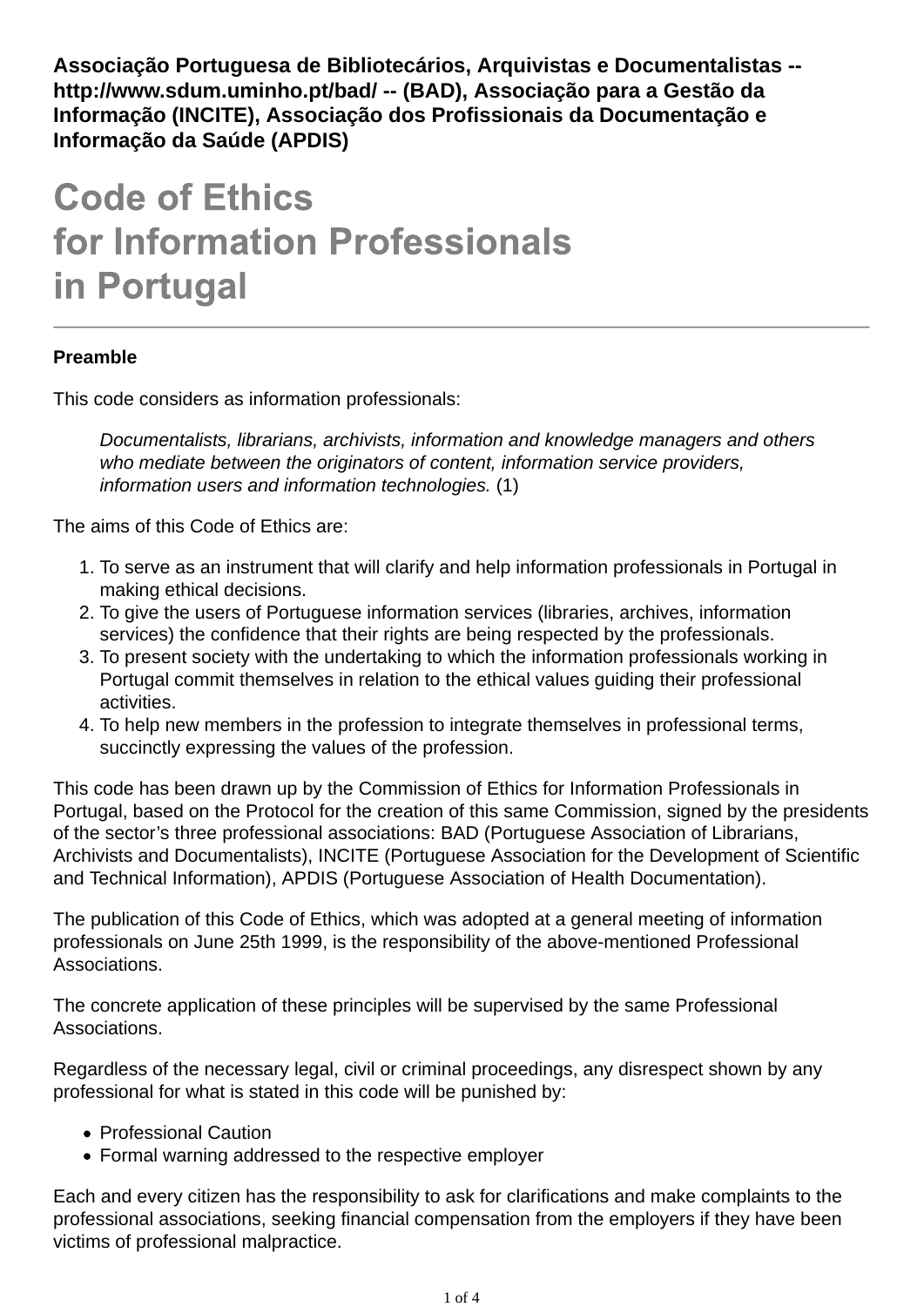**Associação Portuguesa de Bibliotecários, Arquivistas e Documentalistas -- http://www.sdum.uminho.pt/bad/ -- (BAD), Associação para a Gestão da Informação (INCITE), Associação dos Profissionais da Documentação e Informação da Saúde (APDIS)**

# Code of Ethics for Information Professionals in Portugal

---

**Preamble**

This code considers as information professionals:

> *Documentalists, librarians, archivists, information and knowledge managers and others who mediate between the originators of content, information service providers, information users and information technologies.* (1)

The aims of this Code of Ethics are:

1. To serve as an instrument that will clarify and help information professionals in Portugal in making ethical decisions.
2. To give the users of Portuguese information services (libraries, archives, information services) the confidence that their rights are being respected by the professionals.
3. To present society with the undertaking to which the information professionals working in Portugal commit themselves in relation to the ethical values guiding their professional activities.
4. To help new members in the profession to integrate themselves in professional terms, succinctly expressing the values of the profession.

This code has been drawn up by the Commission of Ethics for Information Professionals in Portugal, based on the Protocol for the creation of this same Commission, signed by the presidents of the sector's three professional associations: BAD (Portuguese Association of Librarians, Archivists and Documentalists), INCITE (Portuguese Association for the Development of Scientific and Technical Information), APDIS (Portuguese Association of Health Documentation).

The publication of this Code of Ethics, which was adopted at a general meeting of information professionals on June 25th 1999, is the responsibility of the above-mentioned Professional Associations.

The concrete application of these principles will be supervised by the same Professional Associations.

Regardless of the necessary legal, civil or criminal proceedings, any disrespect shown by any professional for what is stated in this code will be punished by:

- Professional Caution
- Formal warning addressed to the respective employer

Each and every citizen has the responsibility to ask for clarifications and make complaints to the professional associations, seeking financial compensation from the employers if they have been victims of professional malpractice.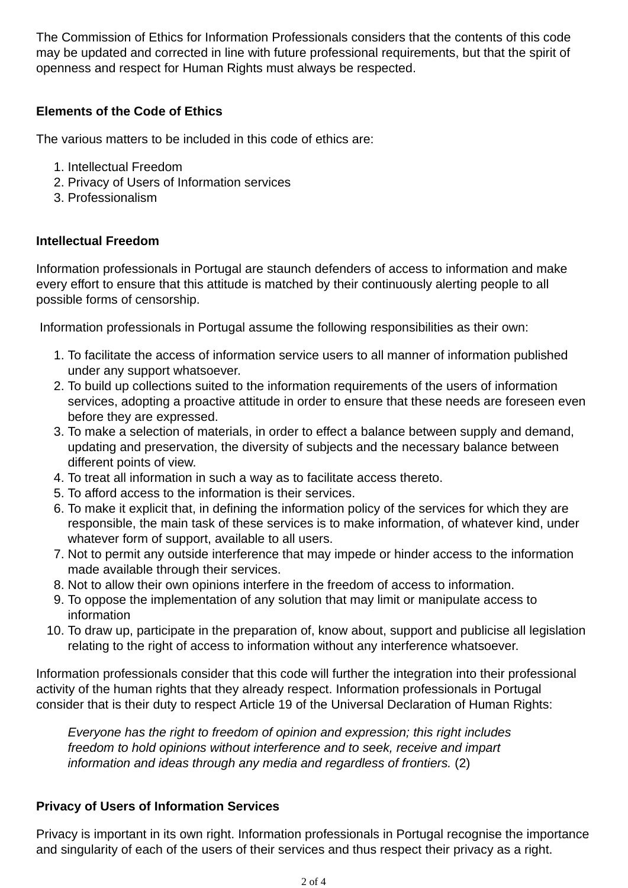The Commission of Ethics for Information Professionals considers that the contents of this code may be updated and corrected in line with future professional requirements, but that the spirit of openness and respect for Human Rights must always be respected.

**Elements of the Code of Ethics**

The various matters to be included in this code of ethics are:

1. Intellectual Freedom
2. Privacy of Users of Information services
3. Professionalism

**Intellectual Freedom**

Information professionals in Portugal are staunch defenders of access to information and make every effort to ensure that this attitude is matched by their continuously alerting people to all possible forms of censorship.

Information professionals in Portugal assume the following responsibilities as their own:

1. To facilitate the access of information service users to all manner of information published under any support whatsoever.
2. To build up collections suited to the information requirements of the users of information services, adopting a proactive attitude in order to ensure that these needs are foreseen even before they are expressed.
3. To make a selection of materials, in order to effect a balance between supply and demand, updating and preservation, the diversity of subjects and the necessary balance between different points of view.
4. To treat all information in such a way as to facilitate access thereto.
5. To afford access to the information is their services.
6. To make it explicit that, in defining the information policy of the services for which they are responsible, the main task of these services is to make information, of whatever kind, under whatever form of support, available to all users.
7. Not to permit any outside interference that may impede or hinder access to the information made available through their services.
8. Not to allow their own opinions interfere in the freedom of access to information.
9. To oppose the implementation of any solution that may limit or manipulate access to information
10. To draw up, participate in the preparation of, know about, support and publicise all legislation relating to the right of access to information without any interference whatsoever.

Information professionals consider that this code will further the integration into their professional activity of the human rights that they already respect. Information professionals in Portugal consider that is their duty to respect Article 19 of the Universal Declaration of Human Rights:

> *Everyone has the right to freedom of opinion and expression; this right includes freedom to hold opinions without interference and to seek, receive and impart information and ideas through any media and regardless of frontiers.* (2)

**Privacy of Users of Information Services**

Privacy is important in its own right. Information professionals in Portugal recognise the importance and singularity of each of the users of their services and thus respect their privacy as a right.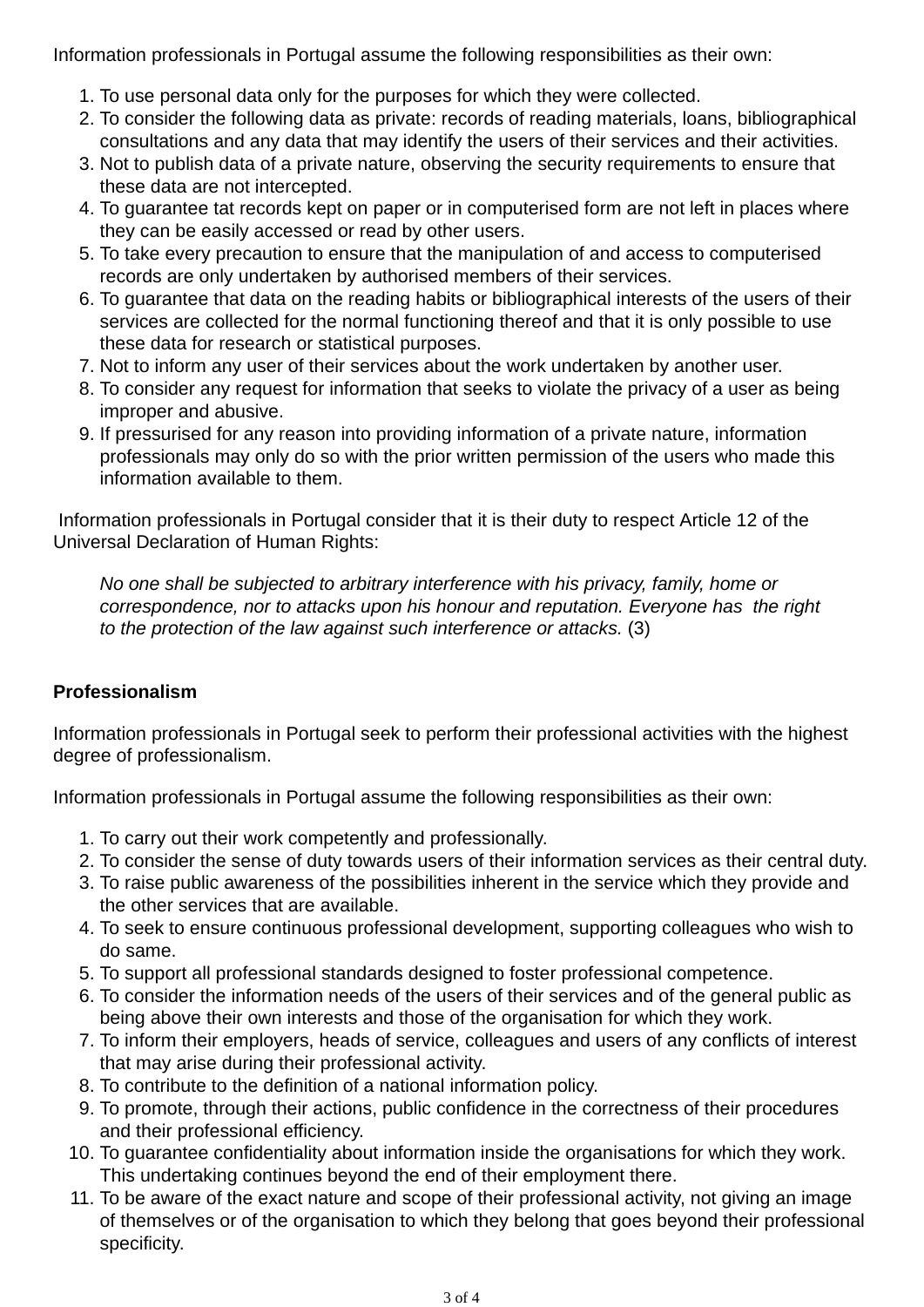Information professionals in Portugal assume the following responsibilities as their own:

1. To use personal data only for the purposes for which they were collected.
2. To consider the following data as private: records of reading materials, loans, bibliographical consultations and any data that may identify the users of their services and their activities.
3. Not to publish data of a private nature, observing the security requirements to ensure that these data are not intercepted.
4. To guarantee tat records kept on paper or in computerised form are not left in places where they can be easily accessed or read by other users.
5. To take every precaution to ensure that the manipulation of and access to computerised records are only undertaken by authorised members of their services.
6. To guarantee that data on the reading habits or bibliographical interests of the users of their services are collected for the normal functioning thereof and that it is only possible to use these data for research or statistical purposes.
7. Not to inform any user of their services about the work undertaken by another user.
8. To consider any request for information that seeks to violate the privacy of a user as being improper and abusive.
9. If pressurised for any reason into providing information of a private nature, information professionals may only do so with the prior written permission of the users who made this information available to them.

Information professionals in Portugal consider that it is their duty to respect Article 12 of the Universal Declaration of Human Rights:

> *No one shall be subjected to arbitrary interference with his privacy, family, home or correspondence, nor to attacks upon his honour and reputation. Everyone has the right to the protection of the law against such interference or attacks.* (3)

**Professionalism**

Information professionals in Portugal seek to perform their professional activities with the highest degree of professionalism.

Information professionals in Portugal assume the following responsibilities as their own:

1. To carry out their work competently and professionally.
2. To consider the sense of duty towards users of their information services as their central duty.
3. To raise public awareness of the possibilities inherent in the service which they provide and the other services that are available.
4. To seek to ensure continuous professional development, supporting colleagues who wish to do same.
5. To support all professional standards designed to foster professional competence.
6. To consider the information needs of the users of their services and of the general public as being above their own interests and those of the organisation for which they work.
7. To inform their employers, heads of service, colleagues and users of any conflicts of interest that may arise during their professional activity.
8. To contribute to the definition of a national information policy.
9. To promote, through their actions, public confidence in the correctness of their procedures and their professional efficiency.
10. To guarantee confidentiality about information inside the organisations for which they work. This undertaking continues beyond the end of their employment there.
11. To be aware of the exact nature and scope of their professional activity, not giving an image of themselves or of the organisation to which they belong that goes beyond their professional specificity.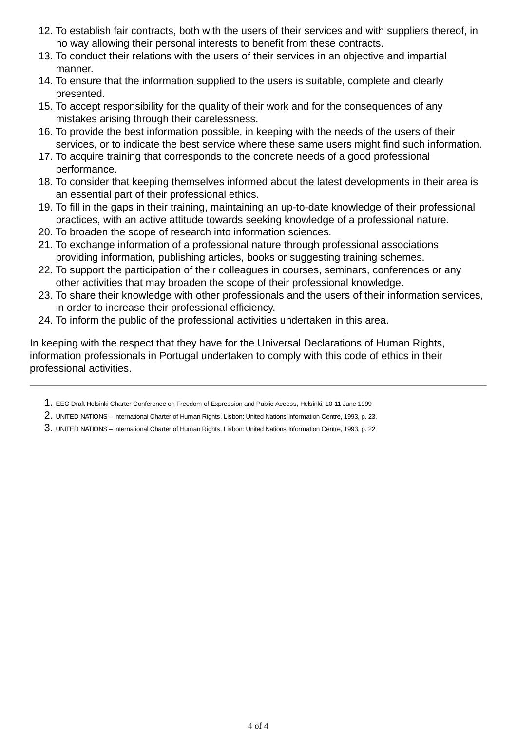12. To establish fair contracts, both with the users of their services and with suppliers thereof, in no way allowing their personal interests to benefit from these contracts.
13. To conduct their relations with the users of their services in an objective and impartial manner.
14. To ensure that the information supplied to the users is suitable, complete and clearly presented.
15. To accept responsibility for the quality of their work and for the consequences of any mistakes arising through their carelessness.
16. To provide the best information possible, in keeping with the needs of the users of their services, or to indicate the best service where these same users might find such information.
17. To acquire training that corresponds to the concrete needs of a good professional performance.
18. To consider that keeping themselves informed about the latest developments in their area is an essential part of their professional ethics.
19. To fill in the gaps in their training, maintaining an up-to-date knowledge of their professional practices, with an active attitude towards seeking knowledge of a professional nature.
20. To broaden the scope of research into information sciences.
21. To exchange information of a professional nature through professional associations, providing information, publishing articles, books or suggesting training schemes.
22. To support the participation of their colleagues in courses, seminars, conferences or any other activities that may broaden the scope of their professional knowledge.
23. To share their knowledge with other professionals and the users of their information services, in order to increase their professional efficiency.
24. To inform the public of the professional activities undertaken in this area.

In keeping with the respect that they have for the Universal Declarations of Human Rights, information professionals in Portugal undertaken to comply with this code of ethics in their professional activities.

---

1. EEC Draft Helsinki Charter Conference on Freedom of Expression and Public Access, Helsinki, 10-11 June 1999
2. UNITED NATIONS – International Charter of Human Rights. Lisbon: United Nations Information Centre, 1993, p. 23.
3. UNITED NATIONS – International Charter of Human Rights. Lisbon: United Nations Information Centre, 1993, p. 22